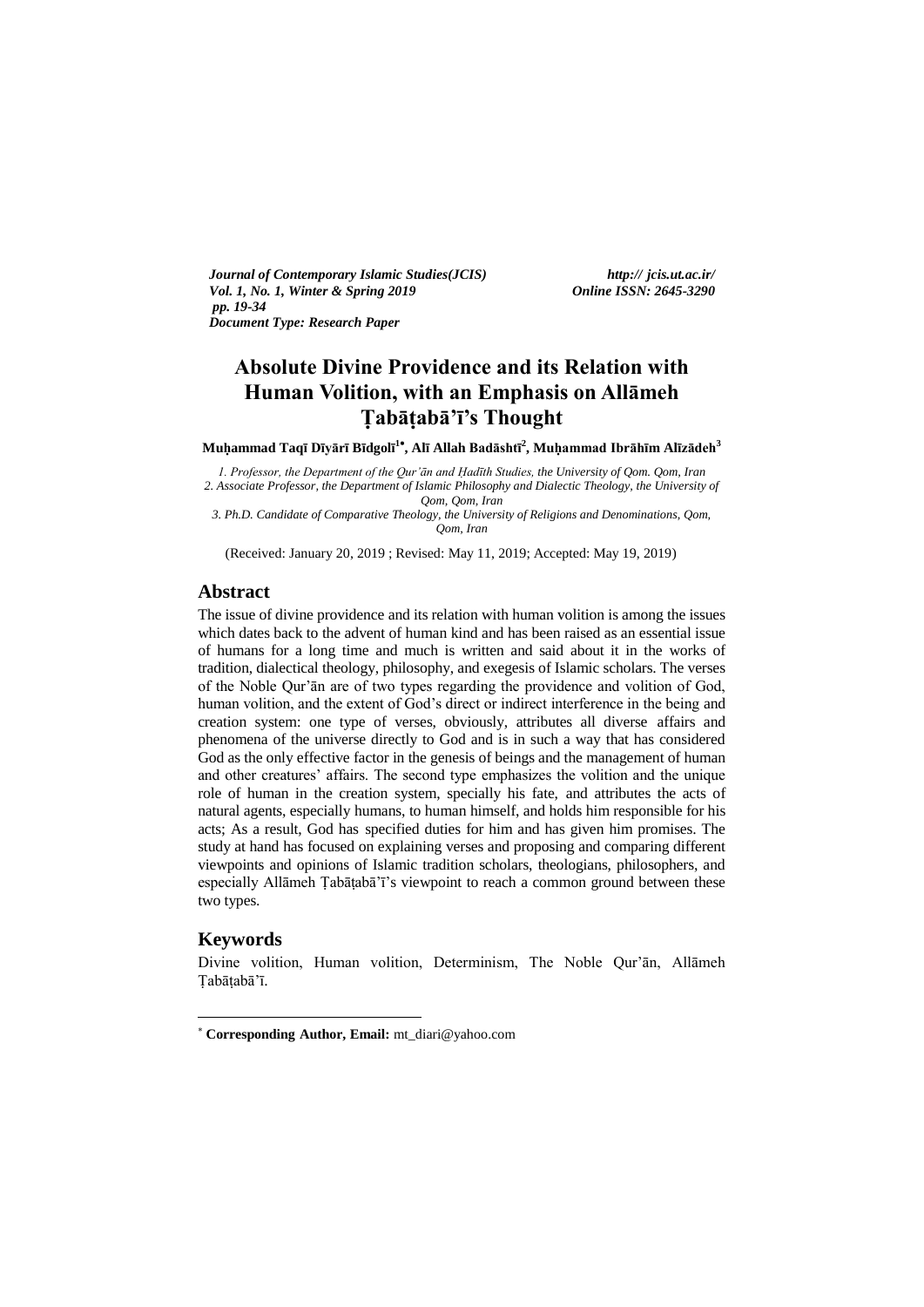*Journal of Contemporary Islamic Studies(JCIS)* *http:// jcis.ut.ac.ir/*
*Vol. 1, No. 1, Winter & Spring 2019* *Online ISSN: 2645-3290*
*pp. 19-34*
*Document Type: Research Paper*

# Absolute Divine Providence and its Relation with Human Volition, with an Emphasis on Allāmeh Ṭabāṭabā'ī's Thought

**Muḥammad Taqī Dīyārī Bīdgolī[1•], Alī Allah Badāshtī[2], Muḥammad Ibrāhīm Alīzādeh[3]**

*1. Professor, the Department of the Qur'ān and Ḥadīth Studies, the University of Qom. Qom, Iran*
*2. Associate Professor, the Department of Islamic Philosophy and Dialectic Theology, the University of Qom, Qom, Iran*
*3. Ph.D. Candidate of Comparative Theology, the University of Religions and Denominations, Qom, Qom, Iran*

(Received: January 20, 2019 ; Revised: May 11, 2019; Accepted: May 19, 2019)

## Abstract

The issue of divine providence and its relation with human volition is among the issues which dates back to the advent of human kind and has been raised as an essential issue of humans for a long time and much is written and said about it in the works of tradition, dialectical theology, philosophy, and exegesis of Islamic scholars. The verses of the Noble Qur'ān are of two types regarding the providence and volition of God, human volition, and the extent of God's direct or indirect interference in the being and creation system: one type of verses, obviously, attributes all diverse affairs and phenomena of the universe directly to God and is in such a way that has considered God as the only effective factor in the genesis of beings and the management of human and other creatures' affairs. The second type emphasizes the volition and the unique role of human in the creation system, specially his fate, and attributes the acts of natural agents, especially humans, to human himself, and holds him responsible for his acts; As a result, God has specified duties for him and has given him promises. The study at hand has focused on explaining verses and proposing and comparing different viewpoints and opinions of Islamic tradition scholars, theologians, philosophers, and especially Allāmeh Ṭabāṭabā'ī's viewpoint to reach a common ground between these two types.

## Keywords

Divine volition, Human volition, Determinism, The Noble Qur'ān, Allāmeh Ṭabāṭabā'ī.

---

* **Corresponding Author, Email:** mt_diari@yahoo.com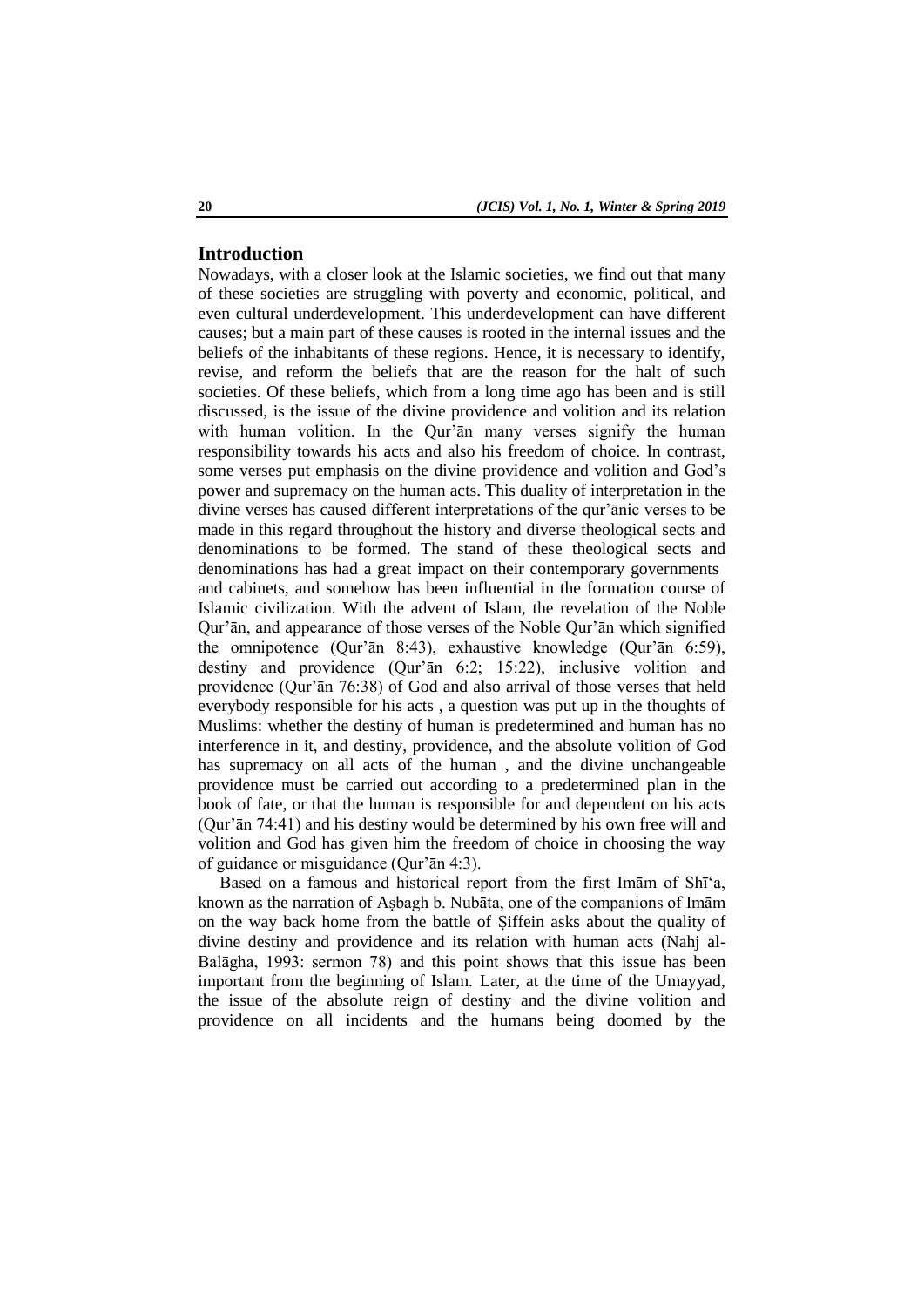## Introduction

Nowadays, with a closer look at the Islamic societies, we find out that many of these societies are struggling with poverty and economic, political, and even cultural underdevelopment. This underdevelopment can have different causes; but a main part of these causes is rooted in the internal issues and the beliefs of the inhabitants of these regions. Hence, it is necessary to identify, revise, and reform the beliefs that are the reason for the halt of such societies. Of these beliefs, which from a long time ago has been and is still discussed, is the issue of the divine providence and volition and its relation with human volition. In the Qur'ān many verses signify the human responsibility towards his acts and also his freedom of choice. In contrast, some verses put emphasis on the divine providence and volition and God's power and supremacy on the human acts. This duality of interpretation in the divine verses has caused different interpretations of the qur'ānic verses to be made in this regard throughout the history and diverse theological sects and denominations to be formed. The stand of these theological sects and denominations has had a great impact on their contemporary governments and cabinets, and somehow has been influential in the formation course of Islamic civilization. With the advent of Islam, the revelation of the Noble Qur'ān, and appearance of those verses of the Noble Qur'ān which signified the omnipotence (Qur'ān 8:43), exhaustive knowledge (Qur'ān 6:59), destiny and providence (Qur'ān 6:2; 15:22), inclusive volition and providence (Qur'ān 76:38) of God and also arrival of those verses that held everybody responsible for his acts , a question was put up in the thoughts of Muslims: whether the destiny of human is predetermined and human has no interference in it, and destiny, providence, and the absolute volition of God has supremacy on all acts of the human , and the divine unchangeable providence must be carried out according to a predetermined plan in the book of fate, or that the human is responsible for and dependent on his acts (Qur'ān 74:41) and his destiny would be determined by his own free will and volition and God has given him the freedom of choice in choosing the way of guidance or misguidance (Qur'ān 4:3).

Based on a famous and historical report from the first Imām of Shī'a, known as the narration of Aṣbagh b. Nubāta, one of the companions of Imām on the way back home from the battle of Ṣiffein asks about the quality of divine destiny and providence and its relation with human acts (Nahj al-Balāgha, 1993: sermon 78) and this point shows that this issue has been important from the beginning of Islam. Later, at the time of the Umayyad, the issue of the absolute reign of destiny and the divine volition and providence on all incidents and the humans being doomed by the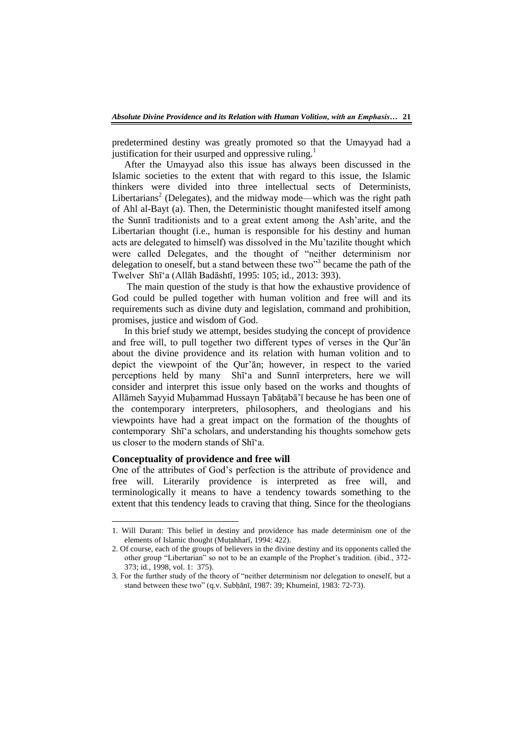predetermined destiny was greatly promoted so that the Umayyad had a justification for their usurped and oppressive ruling.[1]

After the Umayyad also this issue has always been discussed in the Islamic societies to the extent that with regard to this issue, the Islamic thinkers were divided into three intellectual sects of Determinists, Libertarians[2] (Delegates), and the midway mode—which was the right path of Ahl al-Bayt (a). Then, the Deterministic thought manifested itself among the Sunnī traditionists and to a great extent among the Ash'arite, and the Libertarian thought (i.e., human is responsible for his destiny and human acts are delegated to himself) was dissolved in the Mu'tazilite thought which were called Delegates, and the thought of "neither determinism nor delegation to oneself, but a stand between these two"[3] became the path of the Twelver Shī'a (Allāh Badāshtī, 1995: 105; id., 2013: 393).

The main question of the study is that how the exhaustive providence of God could be pulled together with human volition and free will and its requirements such as divine duty and legislation, command and prohibition, promises, justice and wisdom of God.

In this brief study we attempt, besides studying the concept of providence and free will, to pull together two different types of verses in the Qur'ān about the divine providence and its relation with human volition and to depict the viewpoint of the Qur'ān; however, in respect to the varied perceptions held by many Shī'a and Sunnī interpreters, here we will consider and interpret this issue only based on the works and thoughts of Allāmeh Sayyid Muḥammad Hussayn Ṭabāṭabā'ī because he has been one of the contemporary interpreters, philosophers, and theologians and his viewpoints have had a great impact on the formation of the thoughts of contemporary Shī'a scholars, and understanding his thoughts somehow gets us closer to the modern stands of Shī'a.

## Conceptuality of providence and free will

One of the attributes of God's perfection is the attribute of providence and free will. Literarily providence is interpreted as free will, and terminologically it means to have a tendency towards something to the extent that this tendency leads to craving that thing. Since for the theologians

---

1. Will Durant: This belief in destiny and providence has made determinism one of the elements of Islamic thought (Muṭahharī, 1994: 422).
2. Of course, each of the groups of believers in the divine destiny and its opponents called the other group "Libertarian" so not to be an example of the Prophet's tradition. (ibid., 372-373; id., 1998, vol. 1: 375).
3. For the further study of the theory of "neither determinism nor delegation to oneself, but a stand between these two" (q.v. Subḥānī, 1987: 39; Khumeinī, 1983: 72-73).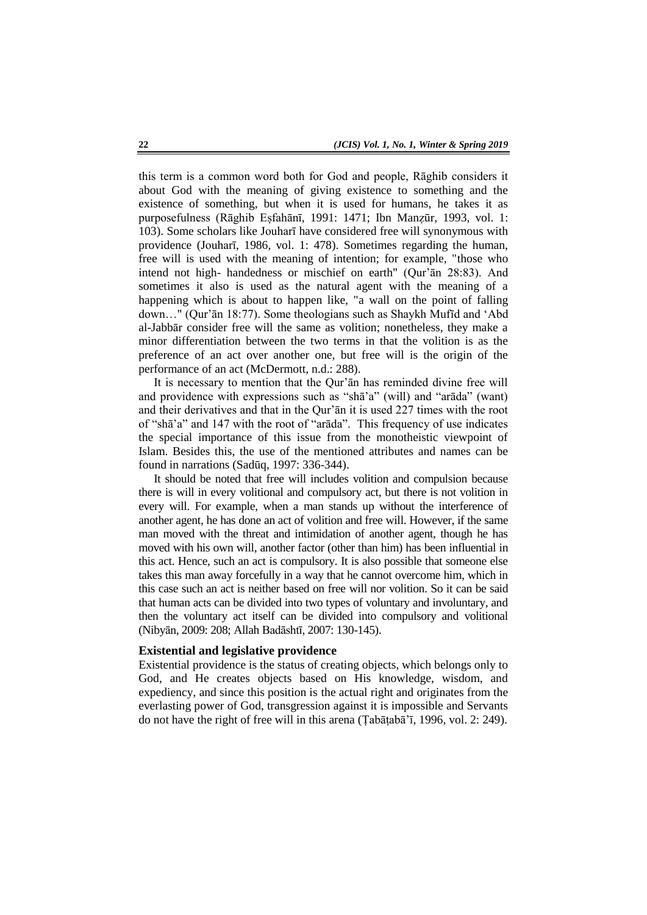this term is a common word both for God and people, Rāghib considers it about God with the meaning of giving existence to something and the existence of something, but when it is used for humans, he takes it as purposefulness (Rāghib Eṣfahānī, 1991: 1471; Ibn Manẓūr, 1993, vol. 1: 103). Some scholars like Jouharī have considered free will synonymous with providence (Jouharī, 1986, vol. 1: 478). Sometimes regarding the human, free will is used with the meaning of intention; for example, "those who intend not high- handedness or mischief on earth" (Qur'ān 28:83). And sometimes it also is used as the natural agent with the meaning of a happening which is about to happen like, "a wall on the point of falling down…" (Qur'ān 18:77). Some theologians such as Shaykh Mufīd and 'Abd al-Jabbār consider free will the same as volition; nonetheless, they make a minor differentiation between the two terms in that the volition is as the preference of an act over another one, but free will is the origin of the performance of an act (McDermott, n.d.: 288).

It is necessary to mention that the Qur'ān has reminded divine free will and providence with expressions such as "shā'a" (will) and "arāda" (want) and their derivatives and that in the Qur'ān it is used 227 times with the root of "shā'a" and 147 with the root of "arāda". This frequency of use indicates the special importance of this issue from the monotheistic viewpoint of Islam. Besides this, the use of the mentioned attributes and names can be found in narrations (Sadūq, 1997: 336-344).

It should be noted that free will includes volition and compulsion because there is will in every volitional and compulsory act, but there is not volition in every will. For example, when a man stands up without the interference of another agent, he has done an act of volition and free will. However, if the same man moved with the threat and intimidation of another agent, though he has moved with his own will, another factor (other than him) has been influential in this act. Hence, such an act is compulsory. It is also possible that someone else takes this man away forcefully in a way that he cannot overcome him, which in this case such an act is neither based on free will nor volition. So it can be said that human acts can be divided into two types of voluntary and involuntary, and then the voluntary act itself can be divided into compulsory and volitional (Nibyān, 2009: 208; Allah Badāshtī, 2007: 130-145).

### Existential and legislative providence

Existential providence is the status of creating objects, which belongs only to God, and He creates objects based on His knowledge, wisdom, and expediency, and since this position is the actual right and originates from the everlasting power of God, transgression against it is impossible and Servants do not have the right of free will in this arena (Ṭabāṭabā'ī, 1996, vol. 2: 249).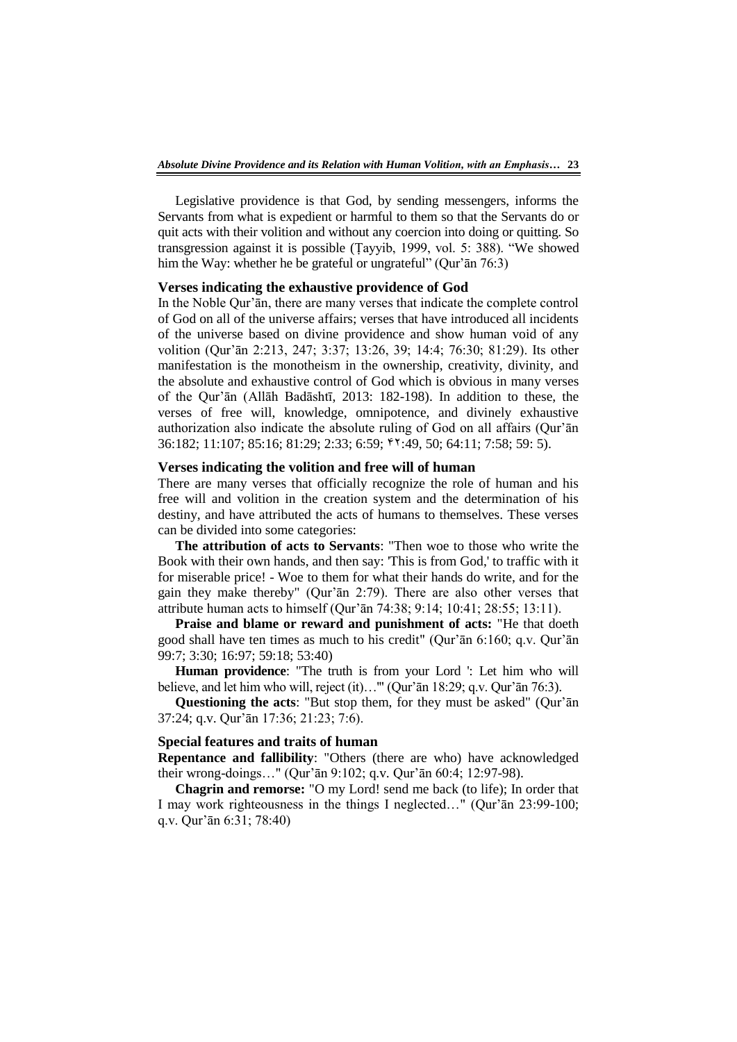Legislative providence is that God, by sending messengers, informs the Servants from what is expedient or harmful to them so that the Servants do or quit acts with their volition and without any coercion into doing or quitting. So transgression against it is possible (Ṭayyib, 1999, vol. 5: 388). “We showed him the Way: whether he be grateful or ungrateful” (Qur’ān 76:3)

### Verses indicating the exhaustive providence of God

In the Noble Qur’ān, there are many verses that indicate the complete control of God on all of the universe affairs; verses that have introduced all incidents of the universe based on divine providence and show human void of any volition (Qur’ān 2:213, 247; 3:37; 13:26, 39; 14:4; 76:30; 81:29). Its other manifestation is the monotheism in the ownership, creativity, divinity, and the absolute and exhaustive control of God which is obvious in many verses of the Qur’ān (Allāh Badāshtī, 2013: 182-198). In addition to these, the verses of free will, knowledge, omnipotence, and divinely exhaustive authorization also indicate the absolute ruling of God on all affairs (Qur’ān 36:182; 11:107; 85:16; 81:29; 2:33; 6:59; ۴۲:49, 50; 64:11; 7:58; 59: 5).

### Verses indicating the volition and free will of human

There are many verses that officially recognize the role of human and his free will and volition in the creation system and the determination of his destiny, and have attributed the acts of humans to themselves. These verses can be divided into some categories:

**The attribution of acts to Servants**: "Then woe to those who write the Book with their own hands, and then say: 'This is from God,' to traffic with it for miserable price! - Woe to them for what their hands do write, and for the gain they make thereby" (Qur’ān 2:79). There are also other verses that attribute human acts to himself (Qur’ān 74:38; 9:14; 10:41; 28:55; 13:11).

**Praise and blame or reward and punishment of acts:** "He that doeth good shall have ten times as much to his credit" (Qur’ān 6:160; q.v. Qur’ān 99:7; 3:30; 16:97; 59:18; 53:40)

**Human providence**: "The truth is from your Lord ': Let him who will believe, and let him who will, reject (it)…'" (Qur’ān 18:29; q.v. Qur’ān 76:3).

**Questioning the acts**: "But stop them, for they must be asked" (Qur’ān 37:24; q.v. Qur’ān 17:36; 21:23; 7:6).

### Special features and traits of human

**Repentance and fallibility**: "Others (there are who) have acknowledged their wrong-doings…" (Qur’ān 9:102; q.v. Qur’ān 60:4; 12:97-98).

**Chagrin and remorse:** "O my Lord! send me back (to life); In order that I may work righteousness in the things I neglected…" (Qur’ān 23:99-100; q.v. Qur’ān 6:31; 78:40)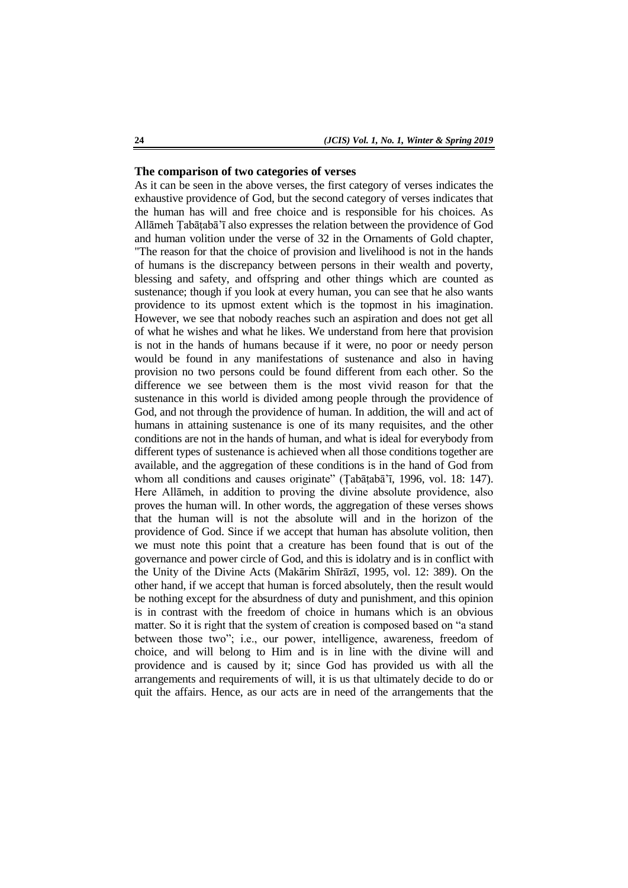### The comparison of two categories of verses

As it can be seen in the above verses, the first category of verses indicates the exhaustive providence of God, but the second category of verses indicates that the human has will and free choice and is responsible for his choices. As Allāmeh Ṭabāṭabā'ī also expresses the relation between the providence of God and human volition under the verse of 32 in the Ornaments of Gold chapter, "The reason for that the choice of provision and livelihood is not in the hands of humans is the discrepancy between persons in their wealth and poverty, blessing and safety, and offspring and other things which are counted as sustenance; though if you look at every human, you can see that he also wants providence to its upmost extent which is the topmost in his imagination. However, we see that nobody reaches such an aspiration and does not get all of what he wishes and what he likes. We understand from here that provision is not in the hands of humans because if it were, no poor or needy person would be found in any manifestations of sustenance and also in having provision no two persons could be found different from each other. So the difference we see between them is the most vivid reason for that the sustenance in this world is divided among people through the providence of God, and not through the providence of human. In addition, the will and act of humans in attaining sustenance is one of its many requisites, and the other conditions are not in the hands of human, and what is ideal for everybody from different types of sustenance is achieved when all those conditions together are available, and the aggregation of these conditions is in the hand of God from whom all conditions and causes originate" (Ṭabāṭabā'ī, 1996, vol. 18: 147). Here Allāmeh, in addition to proving the divine absolute providence, also proves the human will. In other words, the aggregation of these verses shows that the human will is not the absolute will and in the horizon of the providence of God. Since if we accept that human has absolute volition, then we must note this point that a creature has been found that is out of the governance and power circle of God, and this is idolatry and is in conflict with the Unity of the Divine Acts (Makārim Shīrāzī, 1995, vol. 12: 389). On the other hand, if we accept that human is forced absolutely, then the result would be nothing except for the absurdness of duty and punishment, and this opinion is in contrast with the freedom of choice in humans which is an obvious matter. So it is right that the system of creation is composed based on "a stand between those two"; i.e., our power, intelligence, awareness, freedom of choice, and will belong to Him and is in line with the divine will and providence and is caused by it; since God has provided us with all the arrangements and requirements of will, it is us that ultimately decide to do or quit the affairs. Hence, as our acts are in need of the arrangements that the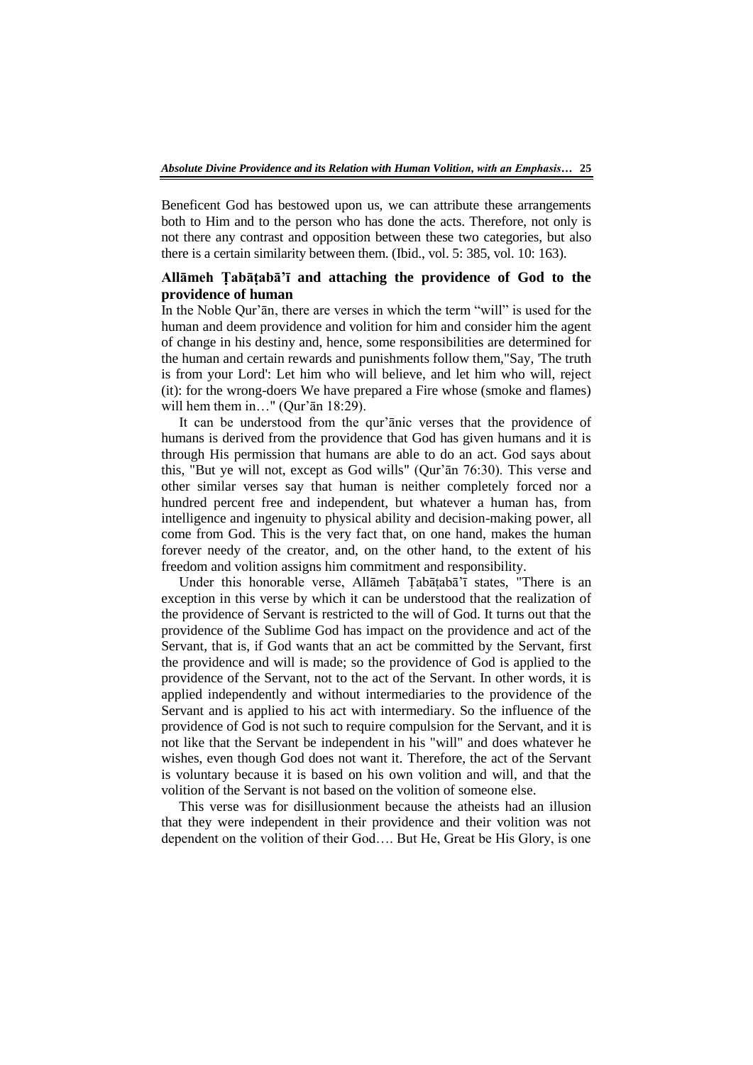Beneficent God has bestowed upon us, we can attribute these arrangements both to Him and to the person who has done the acts. Therefore, not only is not there any contrast and opposition between these two categories, but also there is a certain similarity between them. (Ibid., vol. 5: 385, vol. 10: 163).

## Allāmeh Ṭabāṭabā'ī and attaching the providence of God to the providence of human

In the Noble Qur'ān, there are verses in which the term "will" is used for the human and deem providence and volition for him and consider him the agent of change in his destiny and, hence, some responsibilities are determined for the human and certain rewards and punishments follow them,"Say, 'The truth is from your Lord': Let him who will believe, and let him who will, reject (it): for the wrong-doers We have prepared a Fire whose (smoke and flames) will hem them in…" (Qur'ān 18:29).

It can be understood from the qur'ānic verses that the providence of humans is derived from the providence that God has given humans and it is through His permission that humans are able to do an act. God says about this, "But ye will not, except as God wills" (Qur'ān 76:30). This verse and other similar verses say that human is neither completely forced nor a hundred percent free and independent, but whatever a human has, from intelligence and ingenuity to physical ability and decision-making power, all come from God. This is the very fact that, on one hand, makes the human forever needy of the creator, and, on the other hand, to the extent of his freedom and volition assigns him commitment and responsibility.

Under this honorable verse, Allāmeh Ṭabāṭabā'ī states, "There is an exception in this verse by which it can be understood that the realization of the providence of Servant is restricted to the will of God. It turns out that the providence of the Sublime God has impact on the providence and act of the Servant, that is, if God wants that an act be committed by the Servant, first the providence and will is made; so the providence of God is applied to the providence of the Servant, not to the act of the Servant. In other words, it is applied independently and without intermediaries to the providence of the Servant and is applied to his act with intermediary. So the influence of the providence of God is not such to require compulsion for the Servant, and it is not like that the Servant be independent in his "will" and does whatever he wishes, even though God does not want it. Therefore, the act of the Servant is voluntary because it is based on his own volition and will, and that the volition of the Servant is not based on the volition of someone else.

This verse was for disillusionment because the atheists had an illusion that they were independent in their providence and their volition was not dependent on the volition of their God…. But He, Great be His Glory, is one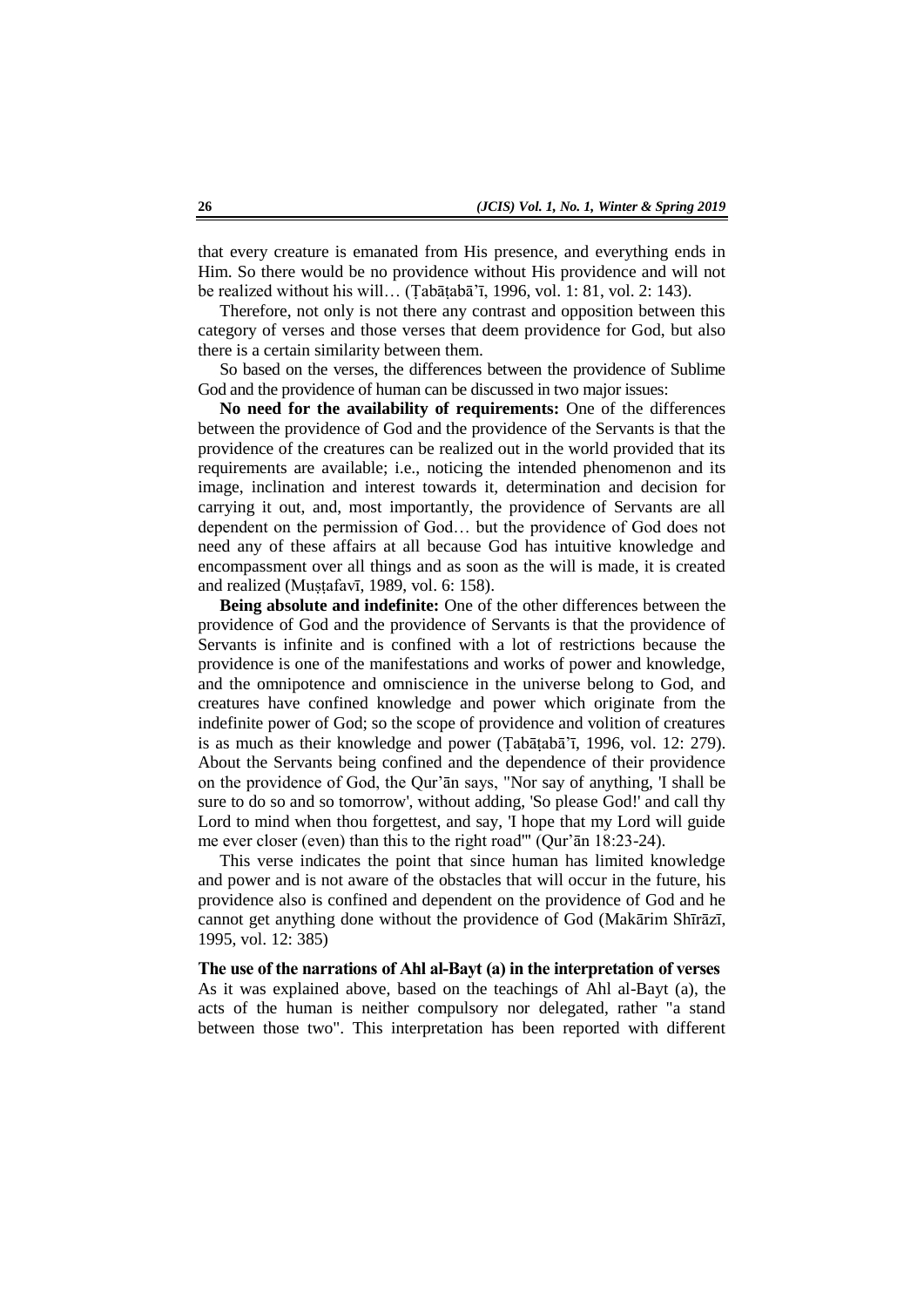that every creature is emanated from His presence, and everything ends in Him. So there would be no providence without His providence and will not be realized without his will… (Ṭabāṭabā'ī, 1996, vol. 1: 81, vol. 2: 143).

Therefore, not only is not there any contrast and opposition between this category of verses and those verses that deem providence for God, but also there is a certain similarity between them.

So based on the verses, the differences between the providence of Sublime God and the providence of human can be discussed in two major issues:

**No need for the availability of requirements:** One of the differences between the providence of God and the providence of the Servants is that the providence of the creatures can be realized out in the world provided that its requirements are available; i.e., noticing the intended phenomenon and its image, inclination and interest towards it, determination and decision for carrying it out, and, most importantly, the providence of Servants are all dependent on the permission of God… but the providence of God does not need any of these affairs at all because God has intuitive knowledge and encompassment over all things and as soon as the will is made, it is created and realized (Muṣṭafavī, 1989, vol. 6: 158).

**Being absolute and indefinite:** One of the other differences between the providence of God and the providence of Servants is that the providence of Servants is infinite and is confined with a lot of restrictions because the providence is one of the manifestations and works of power and knowledge, and the omnipotence and omniscience in the universe belong to God, and creatures have confined knowledge and power which originate from the indefinite power of God; so the scope of providence and volition of creatures is as much as their knowledge and power (Ṭabāṭabā'ī, 1996, vol. 12: 279). About the Servants being confined and the dependence of their providence on the providence of God, the Qur'ān says, "Nor say of anything, 'I shall be sure to do so and so tomorrow', without adding, 'So please God!' and call thy Lord to mind when thou forgettest, and say, 'I hope that my Lord will guide me ever closer (even) than this to the right road'" (Qur'ān 18:23-24).

This verse indicates the point that since human has limited knowledge and power and is not aware of the obstacles that will occur in the future, his providence also is confined and dependent on the providence of God and he cannot get anything done without the providence of God (Makārim Shīrāzī, 1995, vol. 12: 385)

**The use of the narrations of Ahl al-Bayt (a) in the interpretation of verses**

As it was explained above, based on the teachings of Ahl al-Bayt (a), the acts of the human is neither compulsory nor delegated, rather "a stand between those two". This interpretation has been reported with different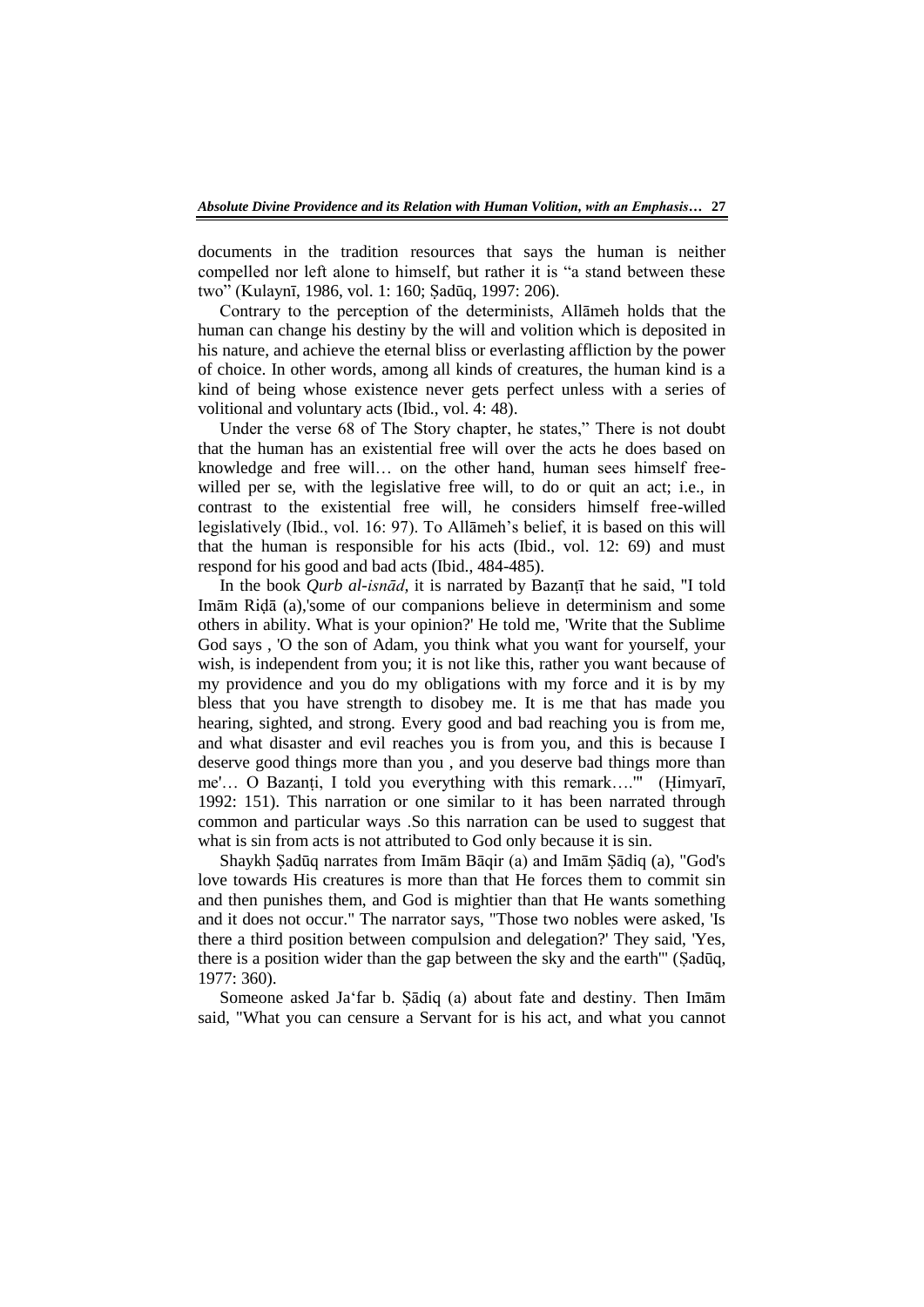documents in the tradition resources that says the human is neither compelled nor left alone to himself, but rather it is "a stand between these two" (Kulaynī, 1986, vol. 1: 160; Ṣadūq, 1997: 206).

Contrary to the perception of the determinists, Allāmeh holds that the human can change his destiny by the will and volition which is deposited in his nature, and achieve the eternal bliss or everlasting affliction by the power of choice. In other words, among all kinds of creatures, the human kind is a kind of being whose existence never gets perfect unless with a series of volitional and voluntary acts (Ibid., vol. 4: 48).

Under the verse 68 of The Story chapter, he states," There is not doubt that the human has an existential free will over the acts he does based on knowledge and free will… on the other hand, human sees himself free-willed per se, with the legislative free will, to do or quit an act; i.e., in contrast to the existential free will, he considers himself free-willed legislatively (Ibid., vol. 16: 97). To Allāmeh's belief, it is based on this will that the human is responsible for his acts (Ibid., vol. 12: 69) and must respond for his good and bad acts (Ibid., 484-485).

In the book *Qurb al-isnād,* it is narrated by Bazanṭī that he said, "I told Imām Riḍā (a),'some of our companions believe in determinism and some others in ability. What is your opinion?' He told me, 'Write that the Sublime God says , 'O the son of Adam, you think what you want for yourself, your wish, is independent from you; it is not like this, rather you want because of my providence and you do my obligations with my force and it is by my bless that you have strength to disobey me. It is me that has made you hearing, sighted, and strong. Every good and bad reaching you is from me, and what disaster and evil reaches you is from you, and this is because I deserve good things more than you , and you deserve bad things more than me'… O Bazanṭi, I told you everything with this remark….'" (Ḥimyarī, 1992: 151). This narration or one similar to it has been narrated through common and particular ways .So this narration can be used to suggest that what is sin from acts is not attributed to God only because it is sin.

Shaykh Ṣadūq narrates from Imām Bāqir (a) and Imām Ṣādiq (a), "God's love towards His creatures is more than that He forces them to commit sin and then punishes them, and God is mightier than that He wants something and it does not occur." The narrator says, "Those two nobles were asked, 'Is there a third position between compulsion and delegation?' They said, 'Yes, there is a position wider than the gap between the sky and the earth'" (Ṣadūq, 1977: 360).

Someone asked Ja'far b. Ṣādiq (a) about fate and destiny. Then Imām said, "What you can censure a Servant for is his act, and what you cannot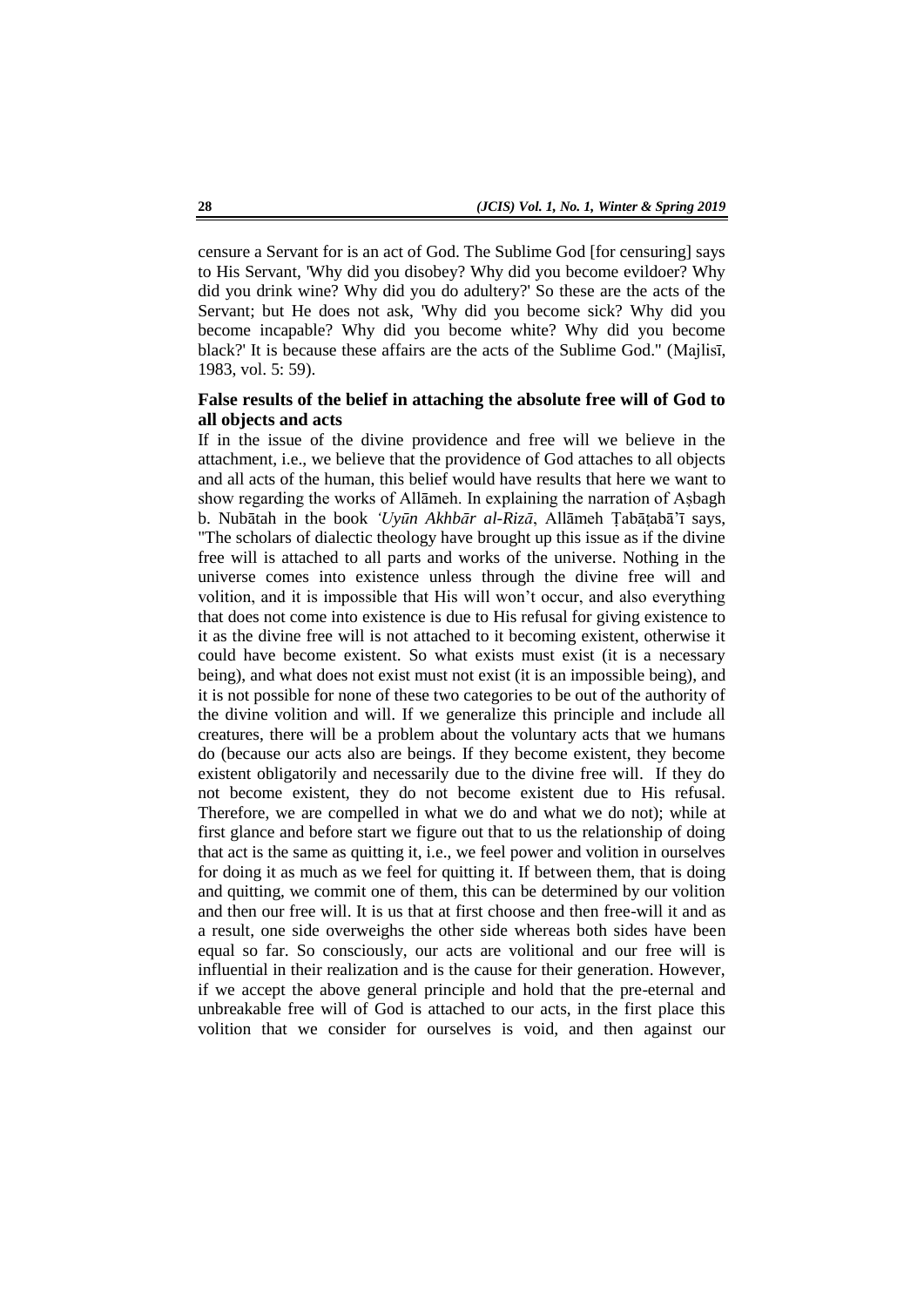censure a Servant for is an act of God. The Sublime God [for censuring] says to His Servant, 'Why did you disobey? Why did you become evildoer? Why did you drink wine? Why did you do adultery?' So these are the acts of the Servant; but He does not ask, 'Why did you become sick? Why did you become incapable? Why did you become white? Why did you become black?' It is because these affairs are the acts of the Sublime God." (Majlisī, 1983, vol. 5: 59).

### False results of the belief in attaching the absolute free will of God to all objects and acts

If in the issue of the divine providence and free will we believe in the attachment, i.e., we believe that the providence of God attaches to all objects and all acts of the human, this belief would have results that here we want to show regarding the works of Allāmeh. In explaining the narration of Aṣbagh b. Nubātah in the book *'Uyūn Akhbār al-Rizā*, Allāmeh Ṭabāṭabā'ī says, "The scholars of dialectic theology have brought up this issue as if the divine free will is attached to all parts and works of the universe. Nothing in the universe comes into existence unless through the divine free will and volition, and it is impossible that His will won't occur, and also everything that does not come into existence is due to His refusal for giving existence to it as the divine free will is not attached to it becoming existent, otherwise it could have become existent. So what exists must exist (it is a necessary being), and what does not exist must not exist (it is an impossible being), and it is not possible for none of these two categories to be out of the authority of the divine volition and will. If we generalize this principle and include all creatures, there will be a problem about the voluntary acts that we humans do (because our acts also are beings. If they become existent, they become existent obligatorily and necessarily due to the divine free will. If they do not become existent, they do not become existent due to His refusal. Therefore, we are compelled in what we do and what we do not); while at first glance and before start we figure out that to us the relationship of doing that act is the same as quitting it, i.e., we feel power and volition in ourselves for doing it as much as we feel for quitting it. If between them, that is doing and quitting, we commit one of them, this can be determined by our volition and then our free will. It is us that at first choose and then free-will it and as a result, one side overweighs the other side whereas both sides have been equal so far. So consciously, our acts are volitional and our free will is influential in their realization and is the cause for their generation. However, if we accept the above general principle and hold that the pre-eternal and unbreakable free will of God is attached to our acts, in the first place this volition that we consider for ourselves is void, and then against our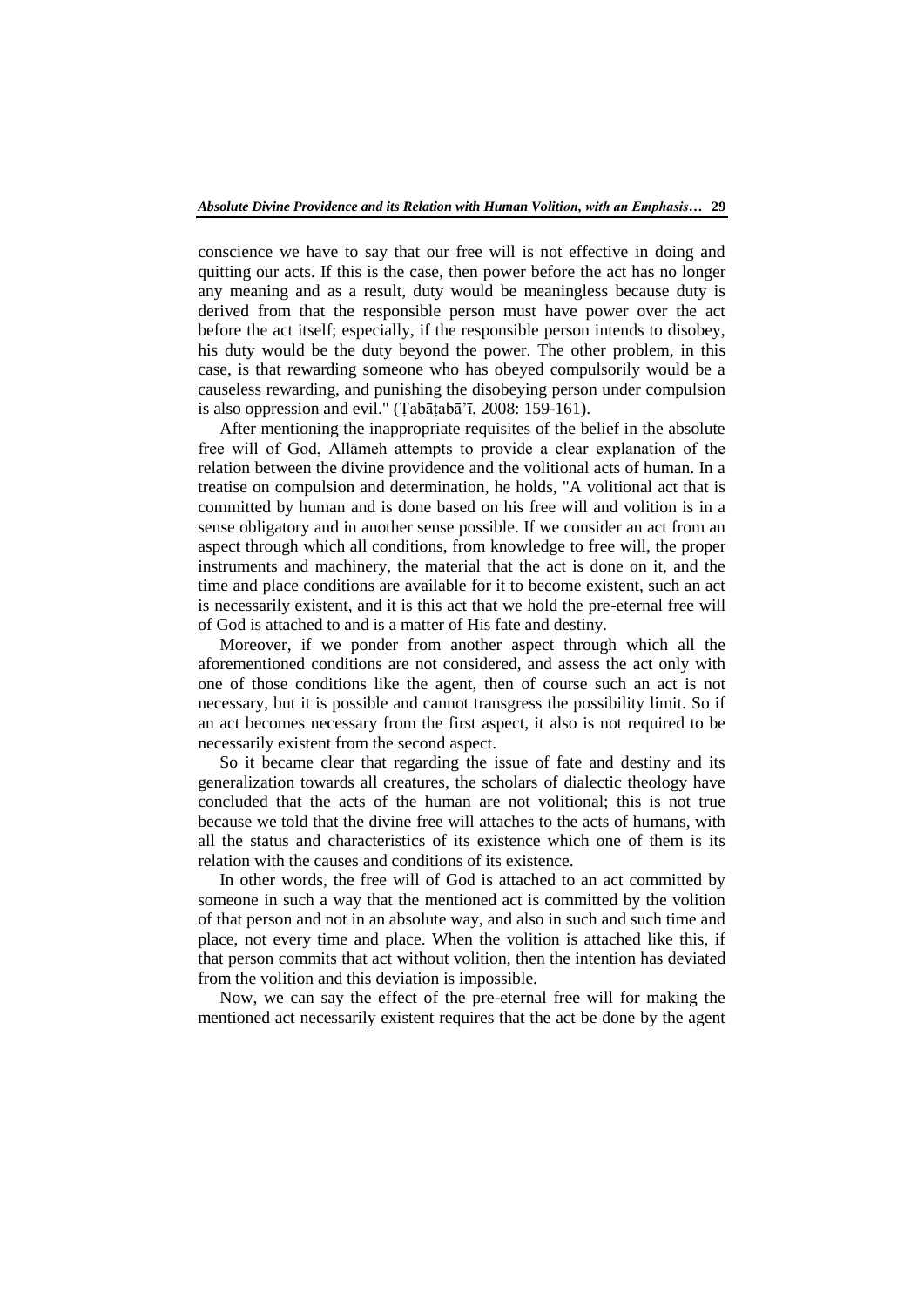conscience we have to say that our free will is not effective in doing and quitting our acts. If this is the case, then power before the act has no longer any meaning and as a result, duty would be meaningless because duty is derived from that the responsible person must have power over the act before the act itself; especially, if the responsible person intends to disobey, his duty would be the duty beyond the power. The other problem, in this case, is that rewarding someone who has obeyed compulsorily would be a causeless rewarding, and punishing the disobeying person under compulsion is also oppression and evil." (Ṭabāṭabā'ī, 2008: 159-161).

After mentioning the inappropriate requisites of the belief in the absolute free will of God, Allāmeh attempts to provide a clear explanation of the relation between the divine providence and the volitional acts of human. In a treatise on compulsion and determination, he holds, "A volitional act that is committed by human and is done based on his free will and volition is in a sense obligatory and in another sense possible. If we consider an act from an aspect through which all conditions, from knowledge to free will, the proper instruments and machinery, the material that the act is done on it, and the time and place conditions are available for it to become existent, such an act is necessarily existent, and it is this act that we hold the pre-eternal free will of God is attached to and is a matter of His fate and destiny.

Moreover, if we ponder from another aspect through which all the aforementioned conditions are not considered, and assess the act only with one of those conditions like the agent, then of course such an act is not necessary, but it is possible and cannot transgress the possibility limit. So if an act becomes necessary from the first aspect, it also is not required to be necessarily existent from the second aspect.

So it became clear that regarding the issue of fate and destiny and its generalization towards all creatures, the scholars of dialectic theology have concluded that the acts of the human are not volitional; this is not true because we told that the divine free will attaches to the acts of humans, with all the status and characteristics of its existence which one of them is its relation with the causes and conditions of its existence.

In other words, the free will of God is attached to an act committed by someone in such a way that the mentioned act is committed by the volition of that person and not in an absolute way, and also in such and such time and place, not every time and place. When the volition is attached like this, if that person commits that act without volition, then the intention has deviated from the volition and this deviation is impossible.

Now, we can say the effect of the pre-eternal free will for making the mentioned act necessarily existent requires that the act be done by the agent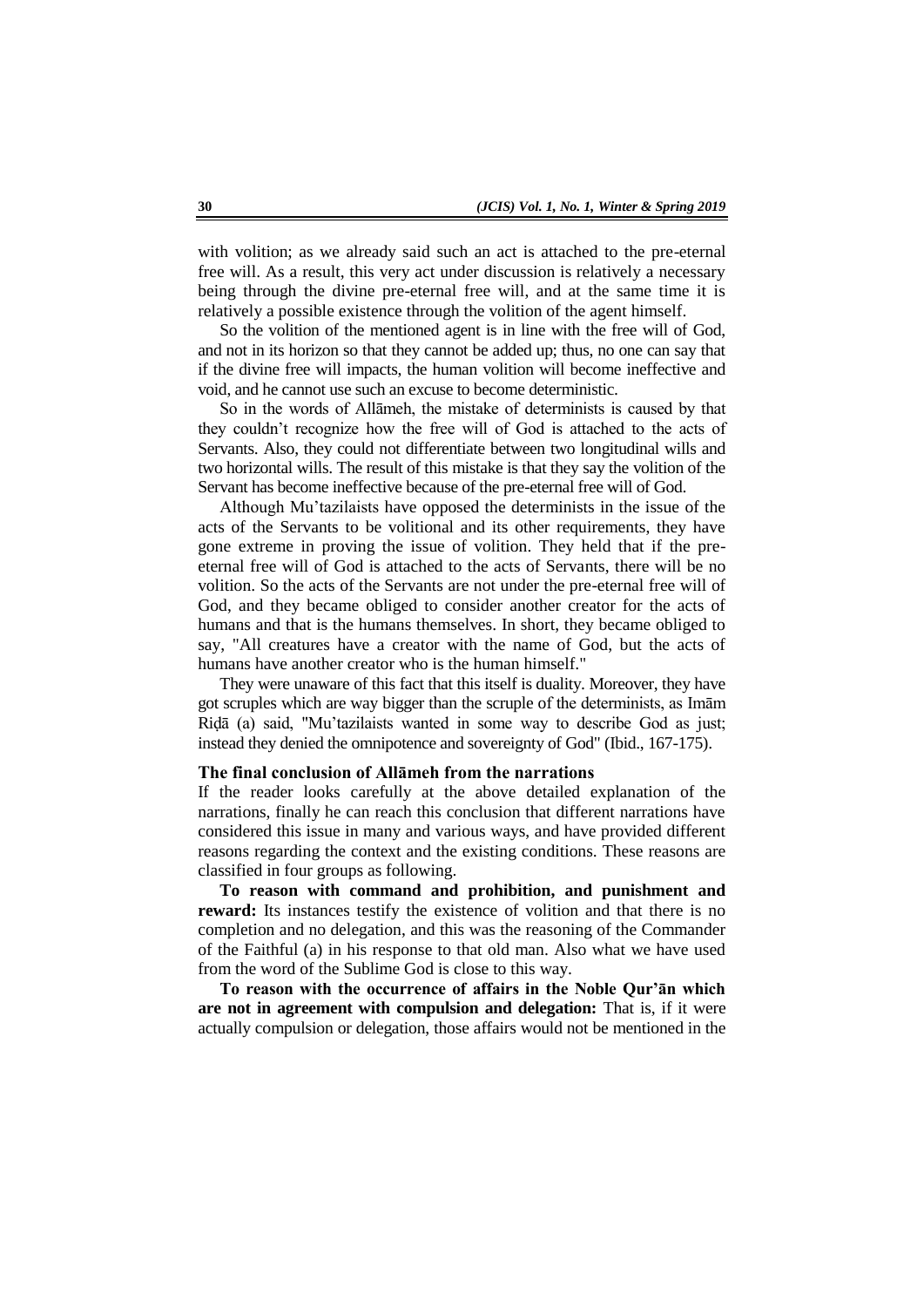with volition; as we already said such an act is attached to the pre-eternal free will. As a result, this very act under discussion is relatively a necessary being through the divine pre-eternal free will, and at the same time it is relatively a possible existence through the volition of the agent himself.

So the volition of the mentioned agent is in line with the free will of God, and not in its horizon so that they cannot be added up; thus, no one can say that if the divine free will impacts, the human volition will become ineffective and void, and he cannot use such an excuse to become deterministic.

So in the words of Allāmeh, the mistake of determinists is caused by that they couldn't recognize how the free will of God is attached to the acts of Servants. Also, they could not differentiate between two longitudinal wills and two horizontal wills. The result of this mistake is that they say the volition of the Servant has become ineffective because of the pre-eternal free will of God.

Although Mu'tazilaists have opposed the determinists in the issue of the acts of the Servants to be volitional and its other requirements, they have gone extreme in proving the issue of volition. They held that if the pre-eternal free will of God is attached to the acts of Servants, there will be no volition. So the acts of the Servants are not under the pre-eternal free will of God, and they became obliged to consider another creator for the acts of humans and that is the humans themselves. In short, they became obliged to say, "All creatures have a creator with the name of God, but the acts of humans have another creator who is the human himself."

They were unaware of this fact that this itself is duality. Moreover, they have got scruples which are way bigger than the scruple of the determinists, as Imām Riḍā (a) said, "Mu'tazilaists wanted in some way to describe God as just; instead they denied the omnipotence and sovereignty of God" (Ibid., 167-175).

### The final conclusion of Allāmeh from the narrations

If the reader looks carefully at the above detailed explanation of the narrations, finally he can reach this conclusion that different narrations have considered this issue in many and various ways, and have provided different reasons regarding the context and the existing conditions. These reasons are classified in four groups as following.

**To reason with command and prohibition, and punishment and reward:** Its instances testify the existence of volition and that there is no completion and no delegation, and this was the reasoning of the Commander of the Faithful (a) in his response to that old man. Also what we have used from the word of the Sublime God is close to this way.

**To reason with the occurrence of affairs in the Noble Qur'ān which are not in agreement with compulsion and delegation:** That is, if it were actually compulsion or delegation, those affairs would not be mentioned in the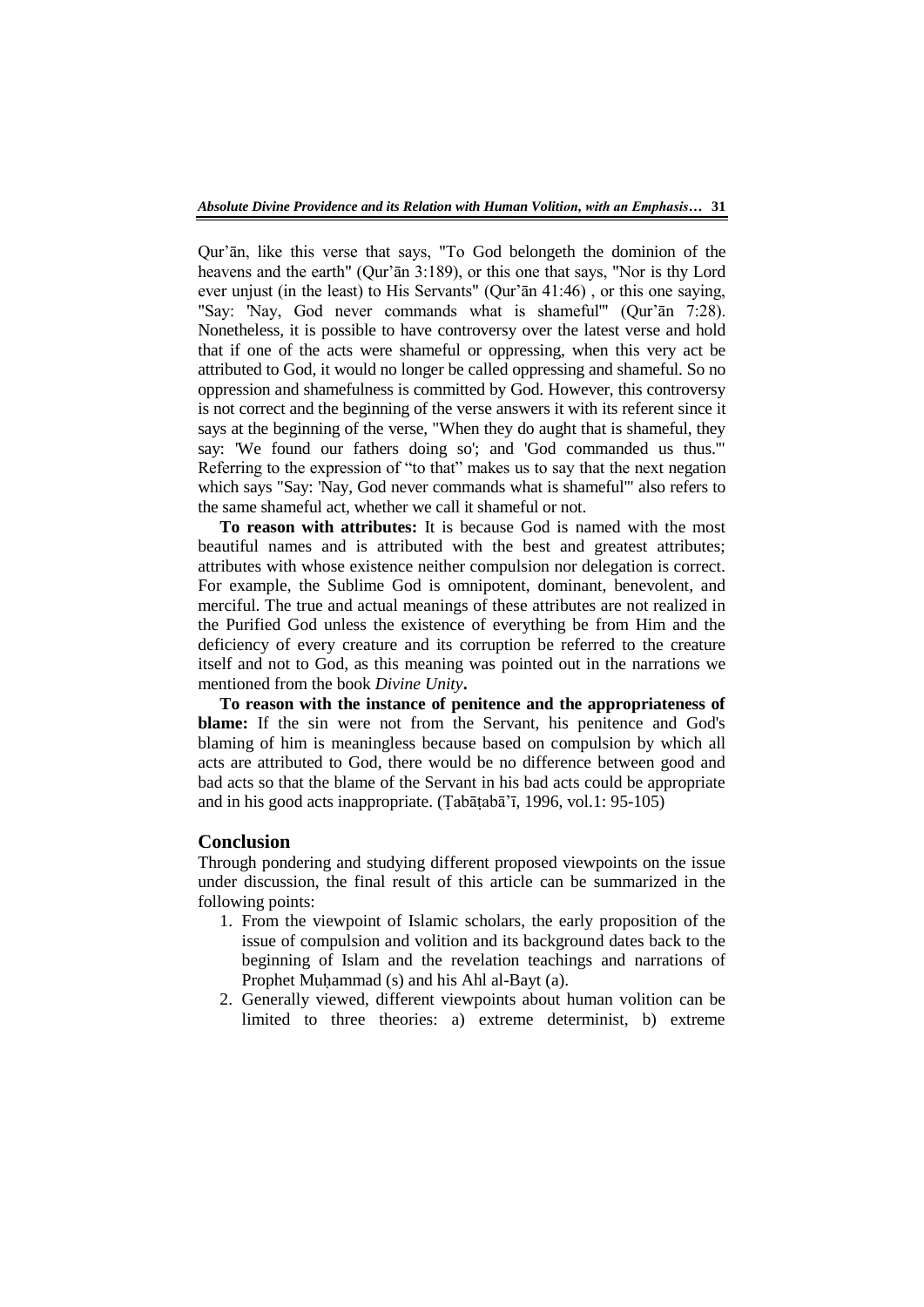Qur'ān, like this verse that says, "To God belongeth the dominion of the heavens and the earth" (Qur'ān 3:189), or this one that says, "Nor is thy Lord ever unjust (in the least) to His Servants" (Qur'ān 41:46) , or this one saying, "Say: 'Nay, God never commands what is shameful'" (Qur'ān 7:28). Nonetheless, it is possible to have controversy over the latest verse and hold that if one of the acts were shameful or oppressing, when this very act be attributed to God, it would no longer be called oppressing and shameful. So no oppression and shamefulness is committed by God. However, this controversy is not correct and the beginning of the verse answers it with its referent since it says at the beginning of the verse, "When they do aught that is shameful, they say: 'We found our fathers doing so'; and 'God commanded us thus.'" Referring to the expression of "to that" makes us to say that the next negation which says "Say: 'Nay, God never commands what is shameful'" also refers to the same shameful act, whether we call it shameful or not.

**To reason with attributes:** It is because God is named with the most beautiful names and is attributed with the best and greatest attributes; attributes with whose existence neither compulsion nor delegation is correct. For example, the Sublime God is omnipotent, dominant, benevolent, and merciful. The true and actual meanings of these attributes are not realized in the Purified God unless the existence of everything be from Him and the deficiency of every creature and its corruption be referred to the creature itself and not to God, as this meaning was pointed out in the narrations we mentioned from the book *Divine Unity***.**

**To reason with the instance of penitence and the appropriateness of blame:** If the sin were not from the Servant, his penitence and God's blaming of him is meaningless because based on compulsion by which all acts are attributed to God, there would be no difference between good and bad acts so that the blame of the Servant in his bad acts could be appropriate and in his good acts inappropriate. (Ṭabāṭabā'ī, 1996, vol.1: 95-105)

## Conclusion

Through pondering and studying different proposed viewpoints on the issue under discussion, the final result of this article can be summarized in the following points:

1. From the viewpoint of Islamic scholars, the early proposition of the issue of compulsion and volition and its background dates back to the beginning of Islam and the revelation teachings and narrations of Prophet Muḥammad (s) and his Ahl al-Bayt (a).
2. Generally viewed, different viewpoints about human volition can be limited to three theories: a) extreme determinist, b) extreme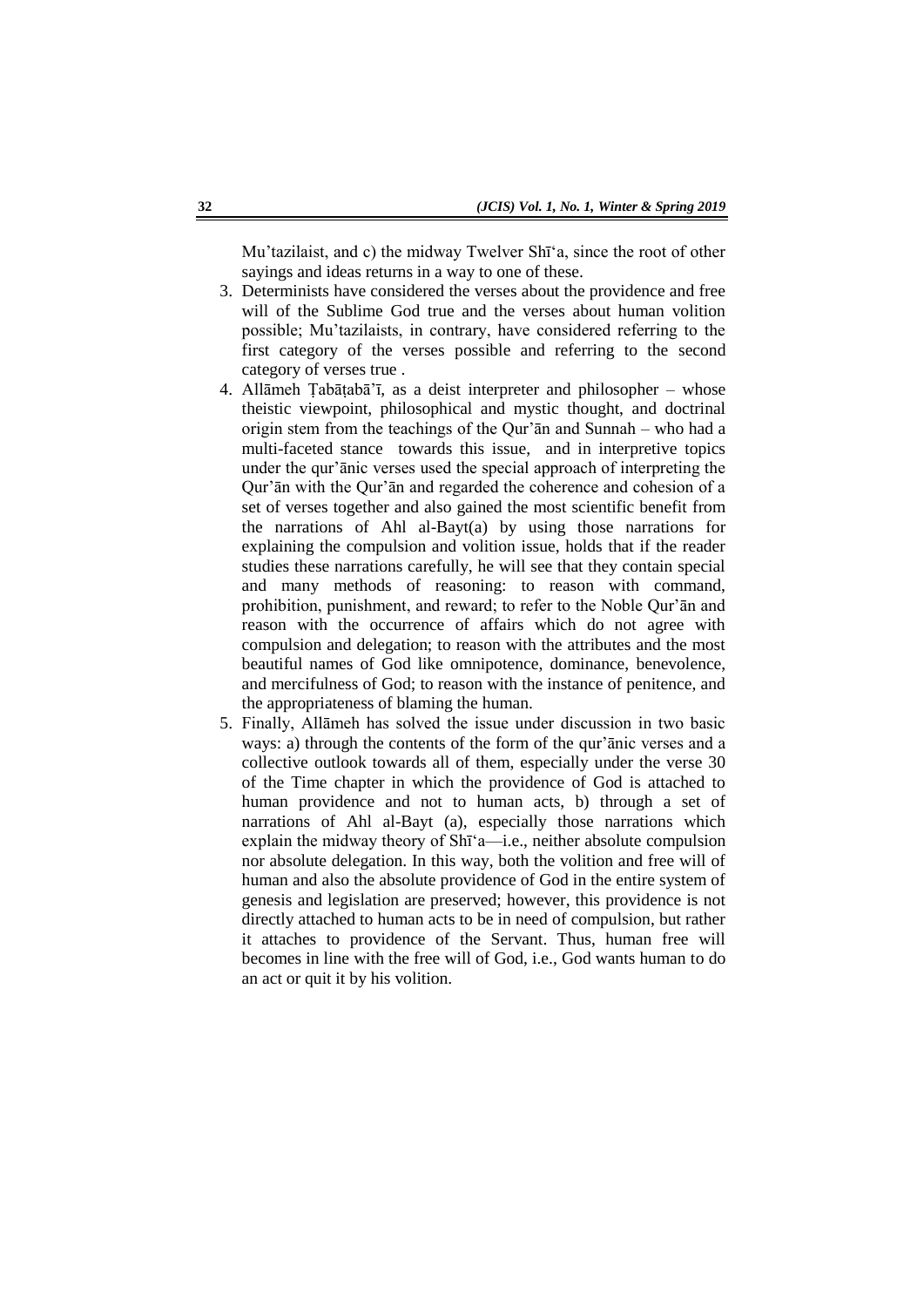Mu'tazilaist, and c) the midway Twelver Shī'a, since the root of other sayings and ideas returns in a way to one of these.

3. Determinists have considered the verses about the providence and free will of the Sublime God true and the verses about human volition possible; Mu'tazilaists, in contrary, have considered referring to the first category of the verses possible and referring to the second category of verses true .
4. Allāmeh Ṭabāṭabā'ī, as a deist interpreter and philosopher – whose theistic viewpoint, philosophical and mystic thought, and doctrinal origin stem from the teachings of the Qur'ān and Sunnah – who had a multi-faceted stance towards this issue, and in interpretive topics under the qur'ānic verses used the special approach of interpreting the Qur'ān with the Qur'ān and regarded the coherence and cohesion of a set of verses together and also gained the most scientific benefit from the narrations of Ahl al-Bayt(a) by using those narrations for explaining the compulsion and volition issue, holds that if the reader studies these narrations carefully, he will see that they contain special and many methods of reasoning: to reason with command, prohibition, punishment, and reward; to refer to the Noble Qur'ān and reason with the occurrence of affairs which do not agree with compulsion and delegation; to reason with the attributes and the most beautiful names of God like omnipotence, dominance, benevolence, and mercifulness of God; to reason with the instance of penitence, and the appropriateness of blaming the human.
5. Finally, Allāmeh has solved the issue under discussion in two basic ways: a) through the contents of the form of the qur'ānic verses and a collective outlook towards all of them, especially under the verse 30 of the Time chapter in which the providence of God is attached to human providence and not to human acts, b) through a set of narrations of Ahl al-Bayt (a), especially those narrations which explain the midway theory of Shī'a—i.e., neither absolute compulsion nor absolute delegation. In this way, both the volition and free will of human and also the absolute providence of God in the entire system of genesis and legislation are preserved; however, this providence is not directly attached to human acts to be in need of compulsion, but rather it attaches to providence of the Servant. Thus, human free will becomes in line with the free will of God, i.e., God wants human to do an act or quit it by his volition.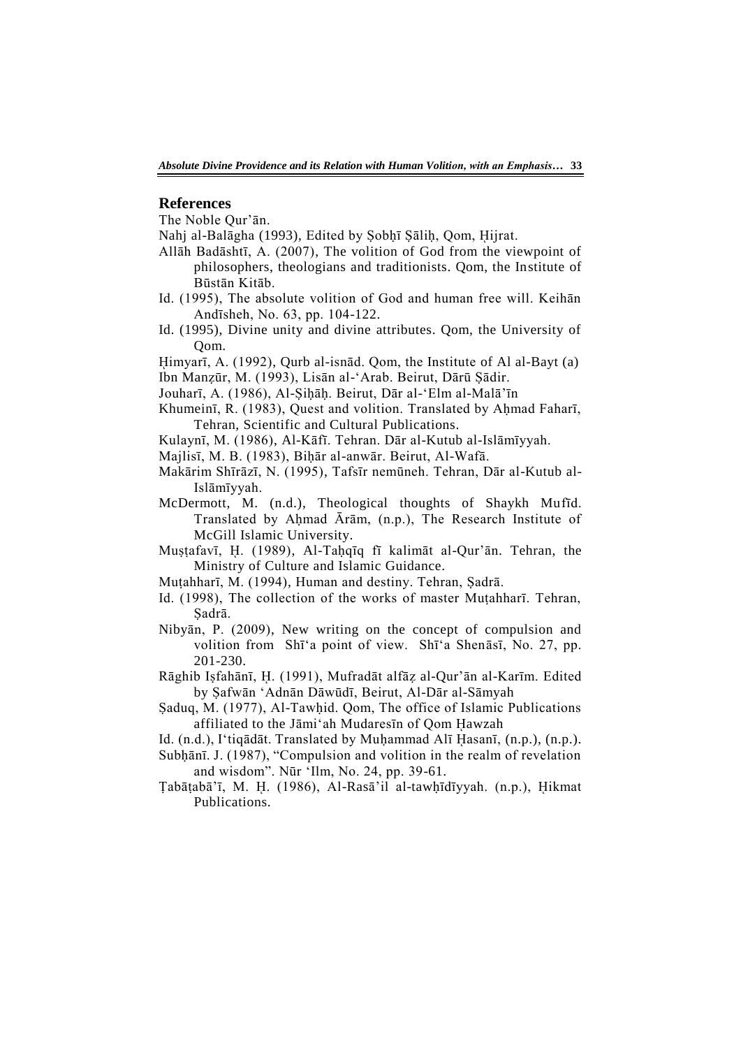## References

The Noble Qur'ān.

Nahj al-Balāgha (1993), Edited by Ṣobḥī Ṣāliḥ, Qom, Ḥijrat.

Allāh Badāshtī, A. (2007), The volition of God from the viewpoint of philosophers, theologians and traditionists. Qom, the Institute of Būstān Kitāb.

Id. (1995), The absolute volition of God and human free will. Keihān Andīsheh, No. 63, pp. 104-122.

Id. (1995), Divine unity and divine attributes. Qom, the University of Qom.

Ḥimyarī, A. (1992), Qurb al-isnād. Qom, the Institute of Al al-Bayt (a)

Ibn Manẓūr, M. (1993), Lisān al-'Arab. Beirut, Dārū Ṣādir.

Jouharī, A. (1986), Al-Ṣiḥāḥ. Beirut, Dār al-'Elm al-Malā'īn

Khumeinī, R. (1983), Quest and volition. Translated by Aḥmad Faharī, Tehran, Scientific and Cultural Publications.

Kulaynī, M. (1986), Al-Kāfī. Tehran. Dār al-Kutub al-Islāmīyyah.

Majlisī, M. B. (1983), Biḥār al-anwār. Beirut, Al-Wafā.

Makārim Shīrāzī, N. (1995), Tafsīr nemūneh. Tehran, Dār al-Kutub al-Islāmīyyah.

McDermott, M. (n.d.), Theological thoughts of Shaykh Mufīd. Translated by Aḥmad Ārām, (n.p.), The Research Institute of McGill Islamic University.

Muṣṭafavī, Ḥ. (1989), Al-Taḥqīq fī kalimāt al-Qur'ān. Tehran, the Ministry of Culture and Islamic Guidance.

Muṭahharī, M. (1994), Human and destiny. Tehran, Ṣadrā.

Id. (1998), The collection of the works of master Muṭahharī. Tehran, Ṣadrā.

Nibyān, P. (2009), New writing on the concept of compulsion and volition from Shī'a point of view. Shī'a Shenāsī, No. 27, pp. 201-230.

Rāghib Iṣfahānī, Ḥ. (1991), Mufradāt alfāẓ al-Qur'ān al-Karīm. Edited by Ṣafwān 'Adnān Dāwūdī, Beirut, Al-Dār al-Sāmyah

Ṣaduq, M. (1977), Al-Tawḥid. Qom, The office of Islamic Publications affiliated to the Jāmi'ah Mudaresīn of Qom Ḥawzah

Id. (n.d.), I'tiqādāt. Translated by Muḥammad Alī Ḥasanī, (n.p.), (n.p.).

Subḥānī. J. (1987), "Compulsion and volition in the realm of revelation and wisdom". Nūr 'Ilm, No. 24, pp. 39-61.

Ṭabāṭabā'ī, M. Ḥ. (1986), Al-Rasā'il al-tawḥīdīyyah. (n.p.), Ḥikmat Publications.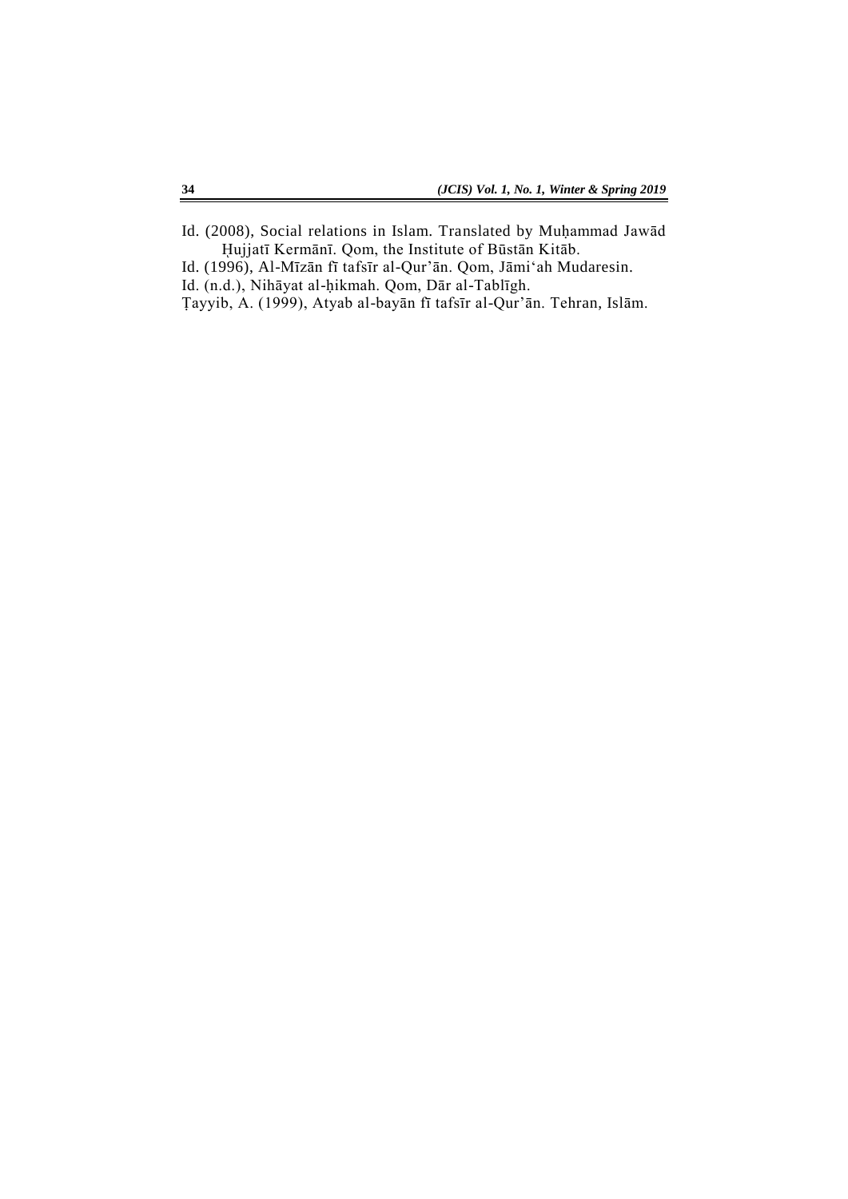Id. (2008), Social relations in Islam. Translated by Muḥammad Jawād Ḥujjatī Kermānī. Qom, the Institute of Būstān Kitāb.

Id. (1996), Al-Mīzān fī tafsīr al-Qur'ān. Qom, Jāmi'ah Mudaresin.

Id. (n.d.), Nihāyat al-ḥikmah. Qom, Dār al-Tablīgh.

Ṭayyib, A. (1999), Atyab al-bayān fī tafsīr al-Qur'ān. Tehran, Islām.